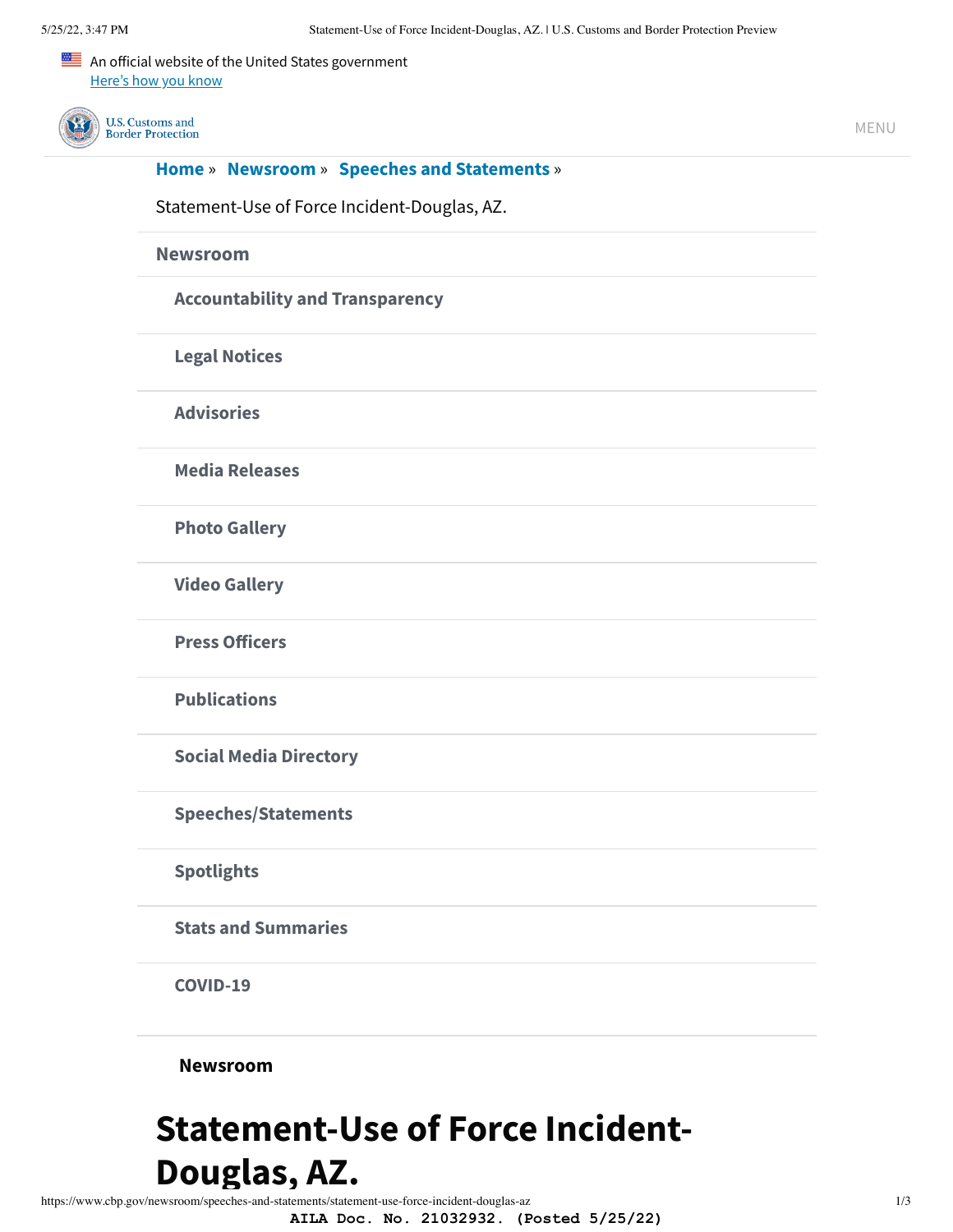An official website of the United States government
Here's how you know

U.S. Customs and Border Protection

MENU

**Home** » **Newsroom** » **Speeches and Statements** »

Statement-Use of Force Incident-Douglas, AZ.

**Newsroom**

- **Accountability and Transparency**
- **Legal Notices**
- **Advisories**
- **Media Releases**
- **Photo Gallery**
- **Video Gallery**
- **Press Officers**
- **Publications**
- **Social Media Directory**
- **Speeches/Statements**
- **Spotlights**
- **Stats and Summaries**
- **COVID-19**

**Newsroom**

# Statement-Use of Force Incident-Douglas, AZ.

AILA Doc. No. 21032932. (Posted 5/25/22)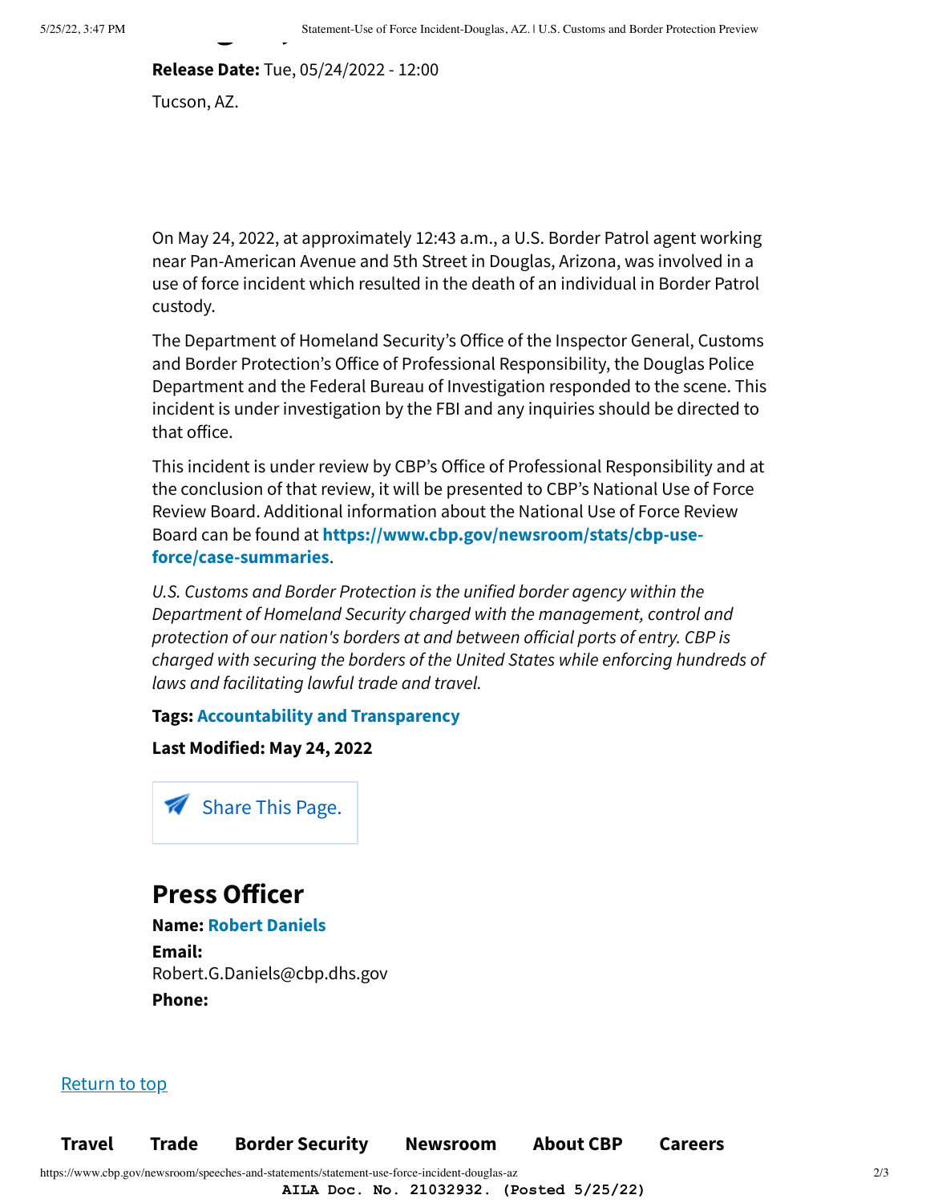**Release Date:** Tue, 05/24/2022 - 12:00

Tucson, AZ.

On May 24, 2022, at approximately 12:43 a.m., a U.S. Border Patrol agent working near Pan-American Avenue and 5th Street in Douglas, Arizona, was involved in a use of force incident which resulted in the death of an individual in Border Patrol custody.

The Department of Homeland Security's Office of the Inspector General, Customs and Border Protection's Office of Professional Responsibility, the Douglas Police Department and the Federal Bureau of Investigation responded to the scene. This incident is under investigation by the FBI and any inquiries should be directed to that office.

This incident is under review by CBP's Office of Professional Responsibility and at the conclusion of that review, it will be presented to CBP's National Use of Force Review Board. Additional information about the National Use of Force Review Board can be found at **https://www.cbp.gov/newsroom/stats/cbp-use-force/case-summaries**.

*U.S. Customs and Border Protection is the unified border agency within the Department of Homeland Security charged with the management, control and protection of our nation's borders at and between official ports of entry. CBP is charged with securing the borders of the United States while enforcing hundreds of laws and facilitating lawful trade and travel.*

**Tags:** **Accountability and Transparency**

**Last Modified: May 24, 2022**

Share This Page.

## Press Officer

**Name:** **Robert Daniels**

**Email:**
Robert.G.Daniels@cbp.dhs.gov

**Phone:**

Return to top

**Travel** **Trade** **Border Security** **Newsroom** **About CBP** **Careers**

AILA Doc. No. 21032932. (Posted 5/25/22)